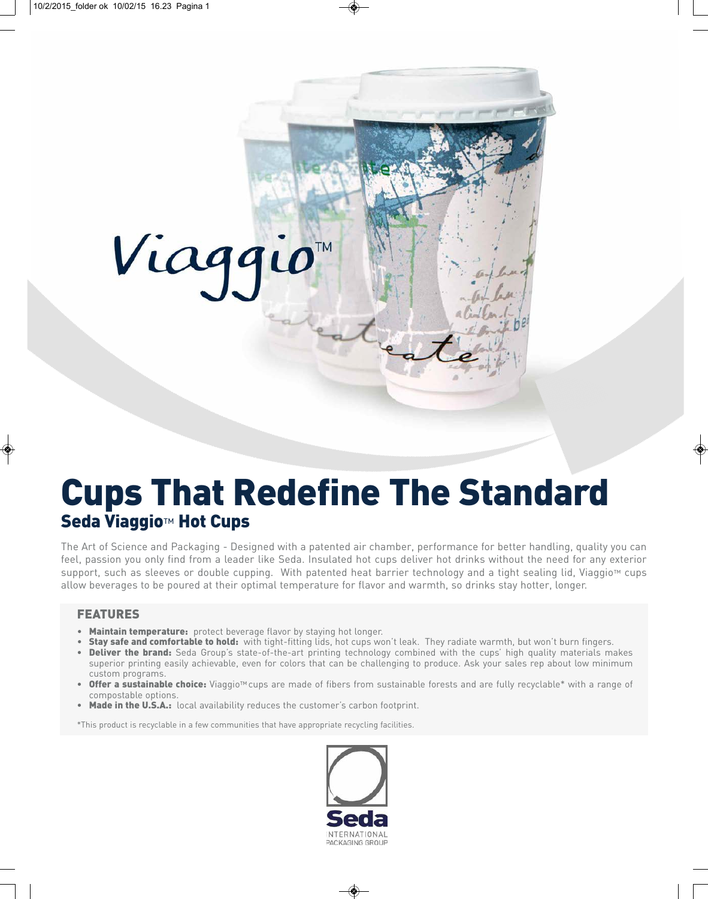Viaggio™

# Cups That Redefine The Standard

## Seda Viaggio™ Hot Cups

The Art of Science and Packaging - Designed with a patented air chamber, performance for better handling, quality you can feel, passion you only find from a leader like Seda. Insulated hot cups deliver hot drinks without the need for any exterior support, such as sleeves or double cupping. With patented heat barrier technology and a tight sealing lid, Viaggio™ cups allow beverages to be poured at their optimal temperature for flavor and warmth, so drinks stay hotter, longer.

### FEATURES

- **Maintain temperature:** protect beverage flavor by staying hot longer.
- **Stay safe and comfortable to hold:** with tight-fitting lids, hot cups won't leak. They radiate warmth, but won't burn fingers.
- **Deliver the brand:** Seda Group's state-of-the-art printing technology combined with the cups' high quality materials makes superior printing easily achievable, even for colors that can be challenging to produce. Ask your sales rep about low minimum custom programs.
- **Offer a sustainable choice:** Viaggio™ cups are made of fibers from sustainable forests and are fully recyclable* with a range of compostable options.
- **Made in the U.S.A.:** local availability reduces the customer's carbon footprint.

*This product is recyclable in a few communities that have appropriate recycling facilities.

Seda
INTERNATIONAL PACKAGING GROUP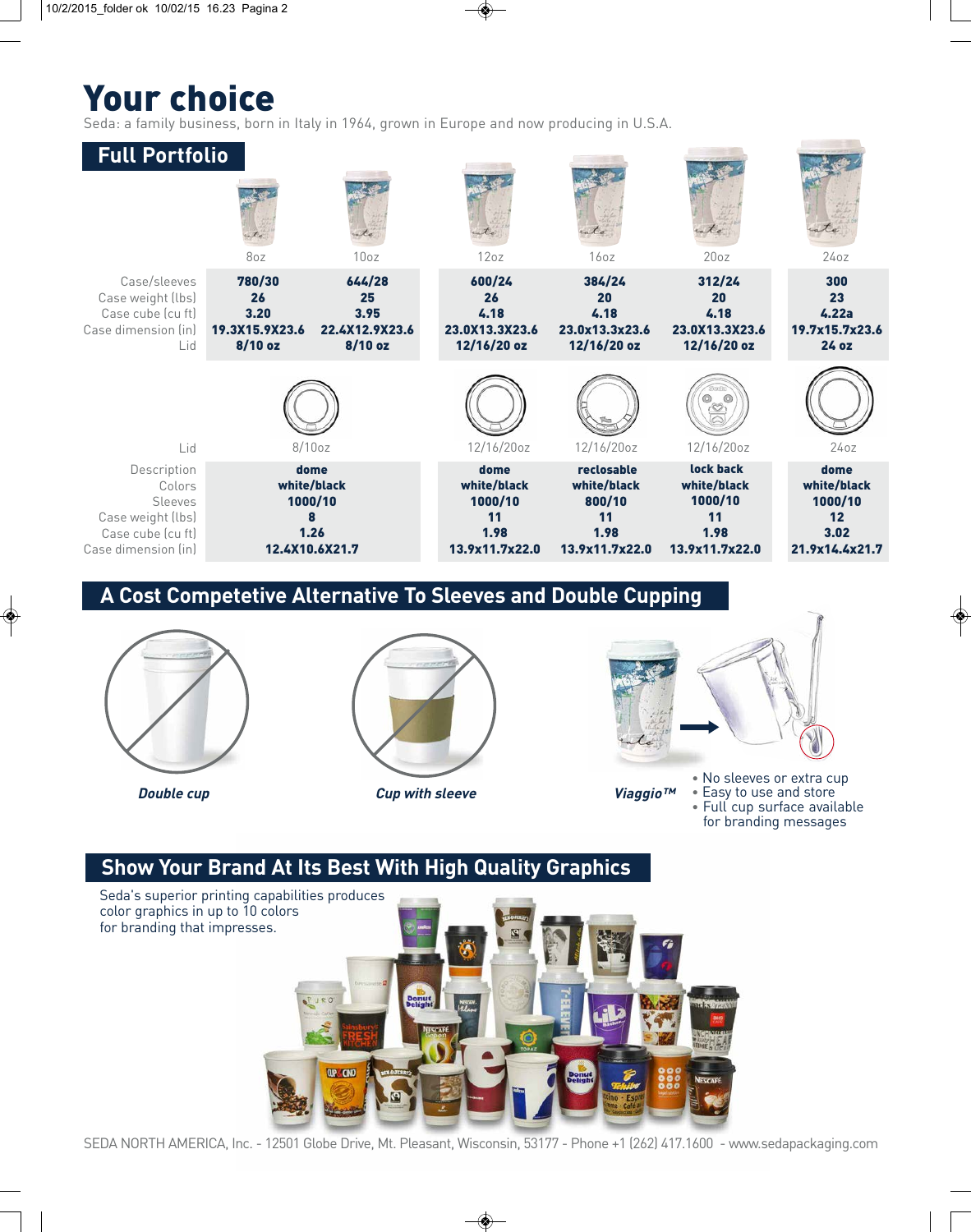# Your choice

Seda: a family business, born in Italy in 1964, grown in Europe and now producing in U.S.A.

## Full Portfolio

| | 8oz | 10oz | 12oz | 16oz | 20oz | 24oz |
|---|---|---|---|---|---|---|
| Case/sleeves | **780/30** | **644/28** | **600/24** | **384/24** | **312/24** | **300** |
| Case weight (lbs) | **26** | **25** | **26** | **20** | **20** | **23** |
| Case cube (cu ft) | **3.20** | **3.95** | **4.18** | **4.18** | **4.18** | **4.22a** |
| Case dimension (in) | **19.3X15.9X23.6** | **22.4X12.9X23.6** | **23.0X13.3X23.6** | **23.0x13.3x23.6** | **23.0X13.3X23.6** | **19.7x15.7x23.6** |
| Lid | **8/10 oz** | **8/10 oz** | **12/16/20 oz** | **12/16/20 oz** | **12/16/20 oz** | **24 oz** |

| Lid | 8/10oz | 12/16/20oz | 12/16/20oz | 12/16/20oz | 24oz |
|---|---|---|---|---|---|
| Description | **dome** | **dome** | **reclosable** | **lock back** | **dome** |
| Colors | **white/black** | **white/black** | **white/black** | **white/black** | **white/black** |
| Sleeves | **1000/10** | **1000/10** | **800/10** | **1000/10** | **1000/10** |
| Case weight (lbs) | **8** | **11** | **11** | **11** | **12** |
| Case cube (cu ft) | **1.26** | **1.98** | **1.98** | **1.98** | **3.02** |
| Case dimension (in) | **12.4X10.6X21.7** | **13.9x11.7x22.0** | **13.9x11.7x22.0** | **13.9x11.7x22.0** | **21.9x14.4x21.7** |

## A Cost Competetive Alternative To Sleeves and Double Cupping

***Double cup***

***Cup with sleeve***

***Viaggio™***

- No sleeves or extra cup
- Easy to use and store
- Full cup surface available for branding messages

## Show Your Brand At Its Best With High Quality Graphics

Seda's superior printing capabilities produces color graphics in up to 10 colors for branding that impresses.

SEDA NORTH AMERICA, Inc. - 12501 Globe Drive, Mt. Pleasant, Wisconsin, 53177 - Phone +1 (262) 417.1600 - www.sedapackaging.com